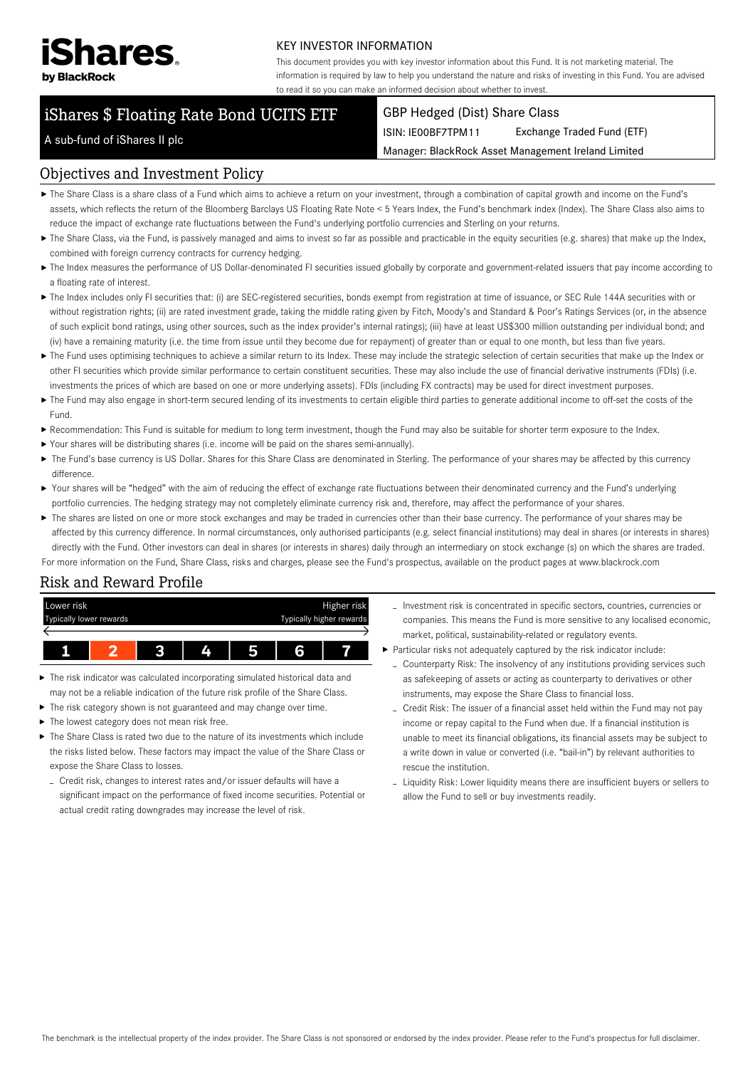iShares by BlackRock

KEY INVESTOR INFORMATION

This document provides you with key investor information about this Fund. It is not marketing material. The information is required by law to help you understand the nature and risks of investing in this Fund. You are advised to read it so you can make an informed decision about whether to invest.

# iShares $ Floating Rate Bond UCITS ETF

A sub-fund of iShares II plc

GBP Hedged (Dist) Share Class

ISIN: IE00BF7TPM11 Exchange Traded Fund (ETF)

Manager: BlackRock Asset Management Ireland Limited

## Objectives and Investment Policy

- The Share Class is a share class of a Fund which aims to achieve a return on your investment, through a combination of capital growth and income on the Fund's assets, which reflects the return of the Bloomberg Barclays US Floating Rate Note < 5 Years Index, the Fund's benchmark index (Index). The Share Class also aims to reduce the impact of exchange rate fluctuations between the Fund's underlying portfolio currencies and Sterling on your returns.
- The Share Class, via the Fund, is passively managed and aims to invest so far as possible and practicable in the equity securities (e.g. shares) that make up the Index, combined with foreign currency contracts for currency hedging.
- The Index measures the performance of US Dollar-denominated FI securities issued globally by corporate and government-related issuers that pay income according to a floating rate of interest.
- The Index includes only FI securities that: (i) are SEC-registered securities, bonds exempt from registration at time of issuance, or SEC Rule 144A securities with or without registration rights; (ii) are rated investment grade, taking the middle rating given by Fitch, Moody's and Standard & Poor's Ratings Services (or, in the absence of such explicit bond ratings, using other sources, such as the index provider's internal ratings); (iii) have at least US$300 million outstanding per individual bond; and (iv) have a remaining maturity (i.e. the time from issue until they become due for repayment) of greater than or equal to one month, but less than five years.
- The Fund uses optimising techniques to achieve a similar return to its Index. These may include the strategic selection of certain securities that make up the Index or other FI securities which provide similar performance to certain constituent securities. These may also include the use of financial derivative instruments (FDIs) (i.e. investments the prices of which are based on one or more underlying assets). FDIs (including FX contracts) may be used for direct investment purposes.
- The Fund may also engage in short-term secured lending of its investments to certain eligible third parties to generate additional income to off-set the costs of the Fund.
- Recommendation: This Fund is suitable for medium to long term investment, though the Fund may also be suitable for shorter term exposure to the Index.
- Your shares will be distributing shares (i.e. income will be paid on the shares semi-annually).
- The Fund's base currency is US Dollar. Shares for this Share Class are denominated in Sterling. The performance of your shares may be affected by this currency difference.
- Your shares will be "hedged" with the aim of reducing the effect of exchange rate fluctuations between their denominated currency and the Fund's underlying portfolio currencies. The hedging strategy may not completely eliminate currency risk and, therefore, may affect the performance of your shares.
- The shares are listed on one or more stock exchanges and may be traded in currencies other than their base currency. The performance of your shares may be affected by this currency difference. In normal circumstances, only authorised participants (e.g. select financial institutions) may deal in shares (or interests in shares) directly with the Fund. Other investors can deal in shares (or interests in shares) daily through an intermediary on stock exchange (s) on which the shares are traded.

For more information on the Fund, Share Class, risks and charges, please see the Fund's prospectus, available on the product pages at www.blackrock.com

## Risk and Reward Profile

| Lower risk<br>Typically lower rewards | | | | | | Higher risk<br>Typically higher rewards |
|---|---|---|---|---|---|---|
| 1 | **2** | 3 | 4 | 5 | 6 | 7 |

- The risk indicator was calculated incorporating simulated historical data and may not be a reliable indication of the future risk profile of the Share Class.
- The risk category shown is not guaranteed and may change over time.
- The lowest category does not mean risk free.
- The Share Class is rated two due to the nature of its investments which include the risks listed below. These factors may impact the value of the Share Class or expose the Share Class to losses.
  - Credit risk, changes to interest rates and/or issuer defaults will have a significant impact on the performance of fixed income securities. Potential or actual credit rating downgrades may increase the level of risk.
  - Investment risk is concentrated in specific sectors, countries, currencies or companies. This means the Fund is more sensitive to any localised economic, market, political, sustainability-related or regulatory events.
- Particular risks not adequately captured by the risk indicator include:
  - Counterparty Risk: The insolvency of any institutions providing services such as safekeeping of assets or acting as counterparty to derivatives or other instruments, may expose the Share Class to financial loss.
  - Credit Risk: The issuer of a financial asset held within the Fund may not pay income or repay capital to the Fund when due. If a financial institution is unable to meet its financial obligations, its financial assets may be subject to a write down in value or converted (i.e. "bail-in") by relevant authorities to rescue the institution.
  - Liquidity Risk: Lower liquidity means there are insufficient buyers or sellers to allow the Fund to sell or buy investments readily.

The benchmark is the intellectual property of the index provider. The Share Class is not sponsored or endorsed by the index provider. Please refer to the Fund's prospectus for full disclaimer.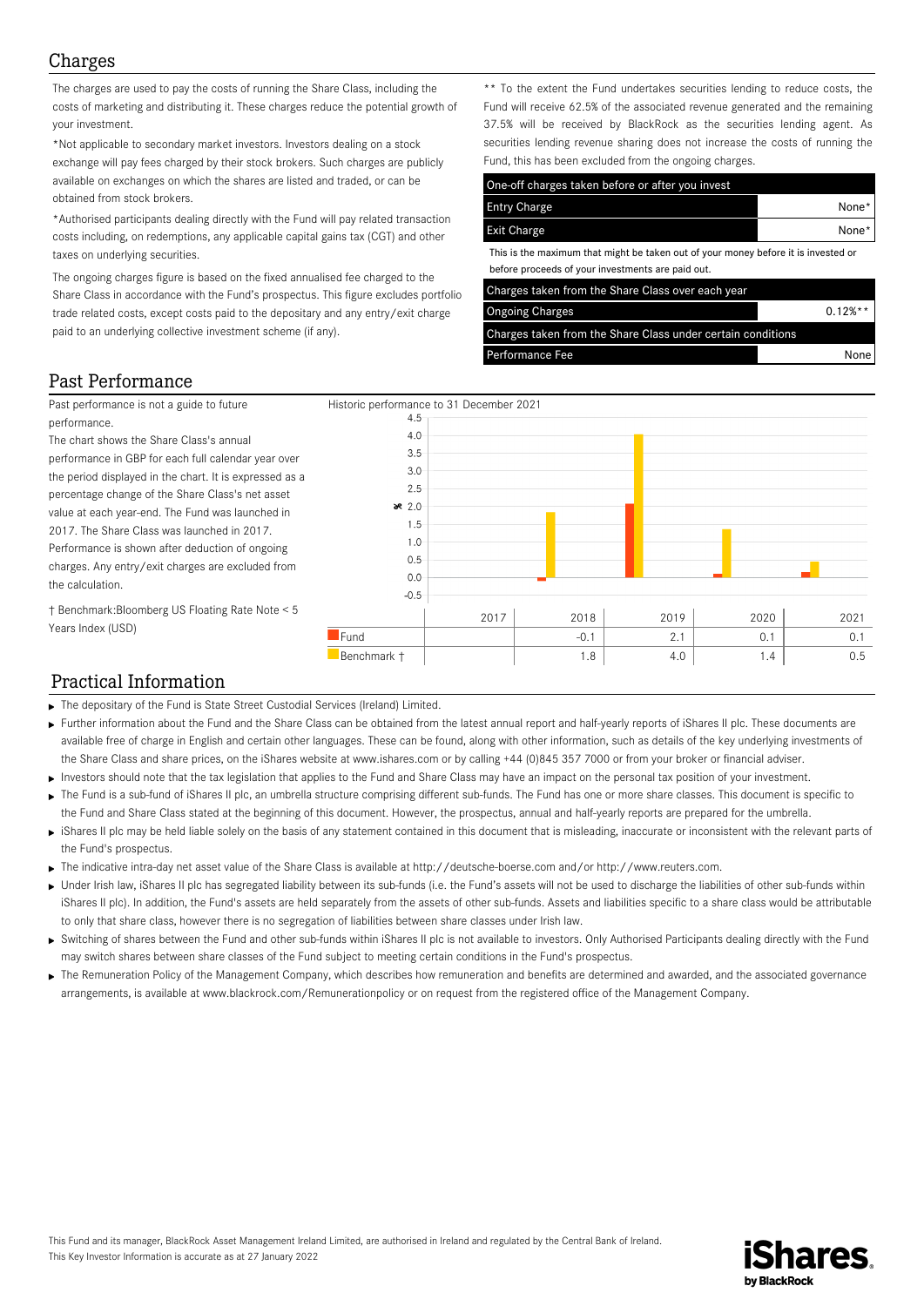## Charges

The charges are used to pay the costs of running the Share Class, including the costs of marketing and distributing it. These charges reduce the potential growth of your investment.

*Not applicable to secondary market investors. Investors dealing on a stock exchange will pay fees charged by their stock brokers. Such charges are publicly available on exchanges on which the shares are listed and traded, or can be obtained from stock brokers.

*Authorised participants dealing directly with the Fund will pay related transaction costs including, on redemptions, any applicable capital gains tax (CGT) and other taxes on underlying securities.

The ongoing charges figure is based on the fixed annualised fee charged to the Share Class in accordance with the Fund's prospectus. This figure excludes portfolio trade related costs, except costs paid to the depositary and any entry/exit charge paid to an underlying collective investment scheme (if any).

** To the extent the Fund undertakes securities lending to reduce costs, the Fund will receive 62.5% of the associated revenue generated and the remaining 37.5% will be received by BlackRock as the securities lending agent. As securities lending revenue sharing does not increase the costs of running the Fund, this has been excluded from the ongoing charges.

| One-off charges taken before or after you invest | |
|---|---|
| Entry Charge | None* |
| Exit Charge | None* |

This is the maximum that might be taken out of your money before it is invested or before proceeds of your investments are paid out.

| Charges taken from the Share Class over each year | |
|---|---|
| Ongoing Charges | 0.12%** |

| Charges taken from the Share Class under certain conditions | |
|---|---|
| Performance Fee | None |

## Past Performance

Past performance is not a guide to future performance.

The chart shows the Share Class's annual performance in GBP for each full calendar year over the period displayed in the chart. It is expressed as a percentage change of the Share Class's net asset value at each year-end. The Fund was launched in 2017. The Share Class was launched in 2017.

Performance is shown after deduction of ongoing charges. Any entry/exit charges are excluded from the calculation.

† Benchmark:Bloomberg US Floating Rate Note < 5 Years Index (USD)

Historic performance to 31 December 2021

4.5
4.0
3.5
3.0
2.5
2.0
1.5
1.0
0.5
0.0
-0.5

| | 2017 | 2018 | 2019 | 2020 | 2021 |
|---|---|---|---|---|---|
| Fund | | -0.1 | 2.1 | 0.1 | 0.1 |
| Benchmark † | | 1.8 | 4.0 | 1.4 | 0.5 |

## Practical Information

- The depositary of the Fund is State Street Custodial Services (Ireland) Limited.
- Further information about the Fund and the Share Class can be obtained from the latest annual report and half-yearly reports of iShares II plc. These documents are available free of charge in English and certain other languages. These can be found, along with other information, such as details of the key underlying investments of the Share Class and share prices, on the iShares website at www.ishares.com or by calling +44 (0)845 357 7000 or from your broker or financial adviser.
- Investors should note that the tax legislation that applies to the Fund and Share Class may have an impact on the personal tax position of your investment.
- The Fund is a sub-fund of iShares II plc, an umbrella structure comprising different sub-funds. The Fund has one or more share classes. This document is specific to the Fund and Share Class stated at the beginning of this document. However, the prospectus, annual and half-yearly reports are prepared for the umbrella.
- iShares II plc may be held liable solely on the basis of any statement contained in this document that is misleading, inaccurate or inconsistent with the relevant parts of the Fund's prospectus.
- The indicative intra-day net asset value of the Share Class is available at http://deutsche-boerse.com and/or http://www.reuters.com.
- Under Irish law, iShares II plc has segregated liability between its sub-funds (i.e. the Fund's assets will not be used to discharge the liabilities of other sub-funds within iShares II plc). In addition, the Fund's assets are held separately from the assets of other sub-funds. Assets and liabilities specific to a share class would be attributable to only that share class, however there is no segregation of liabilities between share classes under Irish law.
- Switching of shares between the Fund and other sub-funds within iShares II plc is not available to investors. Only Authorised Participants dealing directly with the Fund may switch shares between share classes of the Fund subject to meeting certain conditions in the Fund's prospectus.
- The Remuneration Policy of the Management Company, which describes how remuneration and benefits are determined and awarded, and the associated governance arrangements, is available at www.blackrock.com/Remunerationpolicy or on request from the registered office of the Management Company.

This Fund and its manager, BlackRock Asset Management Ireland Limited, are authorised in Ireland and regulated by the Central Bank of Ireland.
This Key Investor Information is accurate as at 27 January 2022